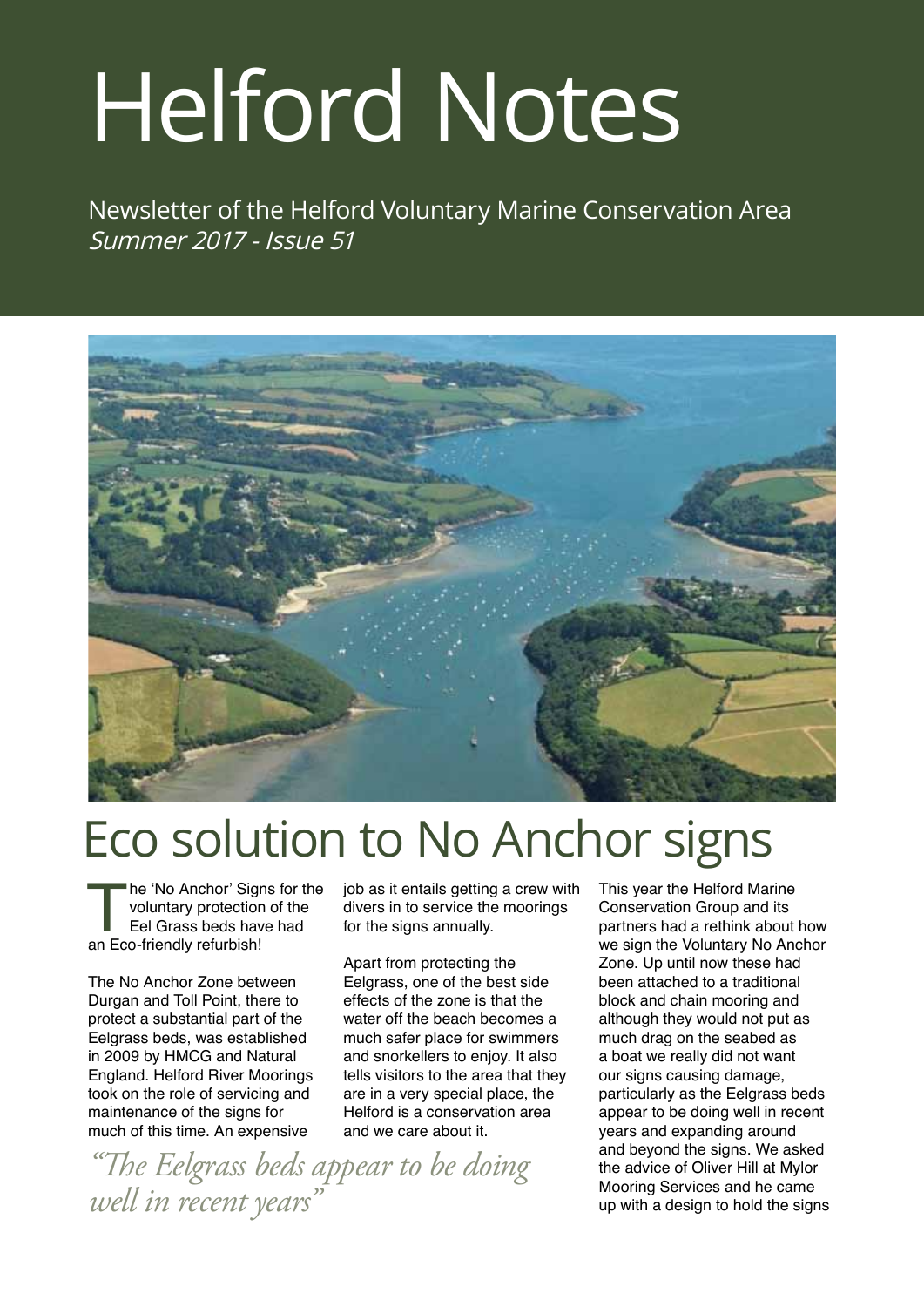# Helford Notes

Newsletter of the Helford Voluntary Marine Conservation Area
*Summer 2017 - Issue 51*

## Eco solution to No Anchor signs

The 'No Anchor' Signs for the voluntary protection of the Eel Grass beds have had an Eco-friendly refurbish!

The No Anchor Zone between Durgan and Toll Point, there to protect a substantial part of the Eelgrass beds, was established in 2009 by HMCG and Natural England. Helford River Moorings took on the role of servicing and maintenance of the signs for much of this time. An expensive job as it entails getting a crew with divers in to service the moorings for the signs annually.

Apart from protecting the Eelgrass, one of the best side effects of the zone is that the water off the beach becomes a much safer place for swimmers and snorkellers to enjoy. It also tells visitors to the area that they are in a very special place, the Helford is a conservation area and we care about it.

*"The Eelgrass beds appear to be doing well in recent years"*

This year the Helford Marine Conservation Group and its partners had a rethink about how we sign the Voluntary No Anchor Zone. Up until now these had been attached to a traditional block and chain mooring and although they would not put as much drag on the seabed as a boat we really did not want our signs causing damage, particularly as the Eelgrass beds appear to be doing well in recent years and expanding around and beyond the signs. We asked the advice of Oliver Hill at Mylor Mooring Services and he came up with a design to hold the signs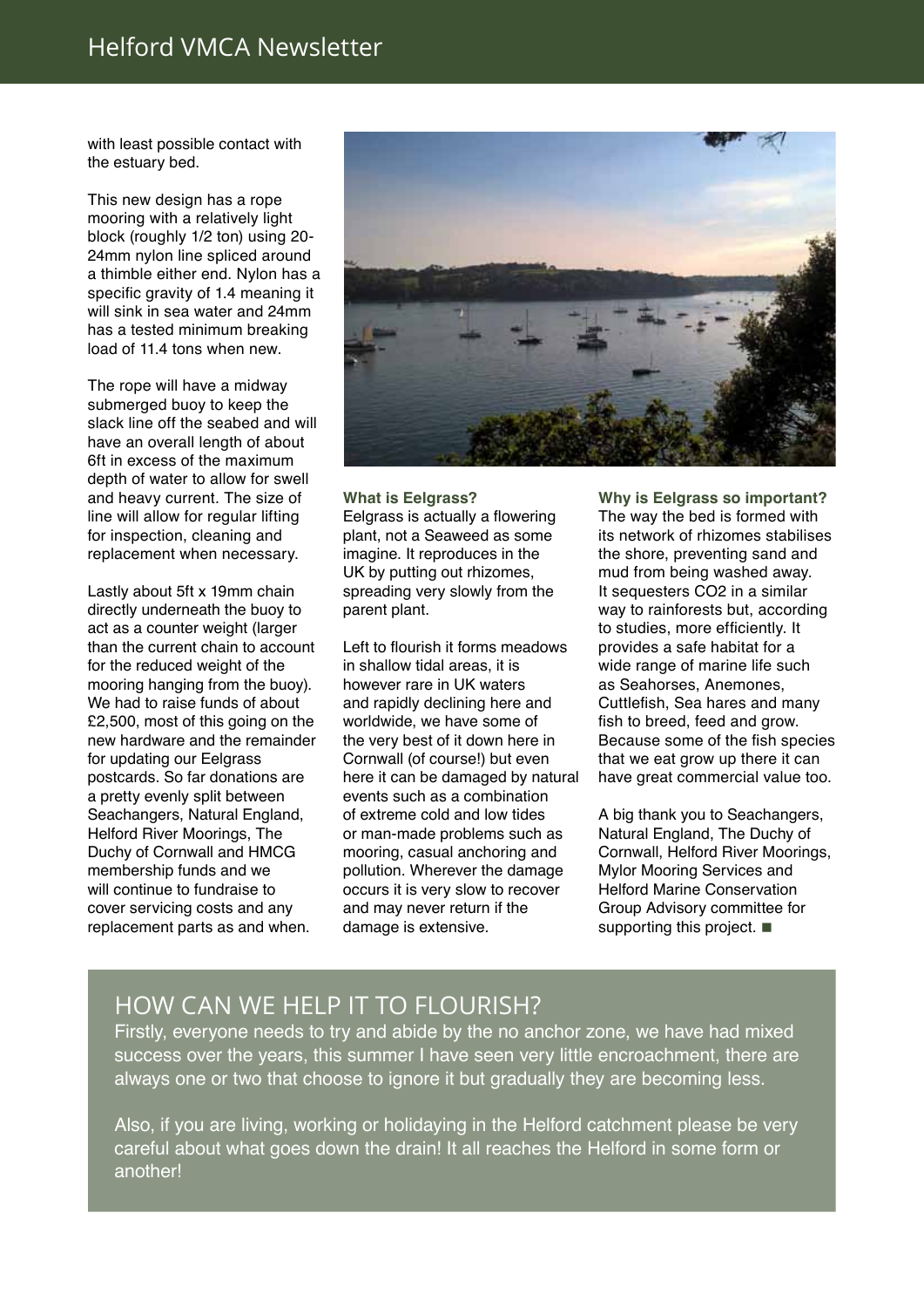with least possible contact with the estuary bed.

This new design has a rope mooring with a relatively light block (roughly 1/2 ton) using 20-24mm nylon line spliced around a thimble either end. Nylon has a specific gravity of 1.4 meaning it will sink in sea water and 24mm has a tested minimum breaking load of 11.4 tons when new.

The rope will have a midway submerged buoy to keep the slack line off the seabed and will have an overall length of about 6ft in excess of the maximum depth of water to allow for swell and heavy current. The size of line will allow for regular lifting for inspection, cleaning and replacement when necessary.

Lastly about 5ft x 19mm chain directly underneath the buoy to act as a counter weight (larger than the current chain to account for the reduced weight of the mooring hanging from the buoy). We had to raise funds of about £2,500, most of this going on the new hardware and the remainder for updating our Eelgrass postcards. So far donations are a pretty evenly split between Seachangers, Natural England, Helford River Moorings, The Duchy of Cornwall and HMCG membership funds and we will continue to fundraise to cover servicing costs and any replacement parts as and when.

**What is Eelgrass?**

Eelgrass is actually a flowering plant, not a Seaweed as some imagine. It reproduces in the UK by putting out rhizomes, spreading very slowly from the parent plant.

Left to flourish it forms meadows in shallow tidal areas, it is however rare in UK waters and rapidly declining here and worldwide, we have some of the very best of it down here in Cornwall (of course!) but even here it can be damaged by natural events such as a combination of extreme cold and low tides or man-made problems such as mooring, casual anchoring and pollution. Wherever the damage occurs it is very slow to recover and may never return if the damage is extensive.

**Why is Eelgrass so important?**

The way the bed is formed with its network of rhizomes stabilises the shore, preventing sand and mud from being washed away. It sequesters $CO_2$ in a similar way to rainforests but, according to studies, more efficiently. It provides a safe habitat for a wide range of marine life such as Seahorses, Anemones, Cuttlefish, Sea hares and many fish to breed, feed and grow. Because some of the fish species that we eat grow up there it can have great commercial value too.

A big thank you to Seachangers, Natural England, The Duchy of Cornwall, Helford River Moorings, Mylor Mooring Services and Helford Marine Conservation Group Advisory committee for supporting this project. ■

## HOW CAN WE HELP IT TO FLOURISH?

Firstly, everyone needs to try and abide by the no anchor zone, we have had mixed success over the years, this summer I have seen very little encroachment, there are always one or two that choose to ignore it but gradually they are becoming less.

Also, if you are living, working or holidaying in the Helford catchment please be very careful about what goes down the drain! It all reaches the Helford in some form or another!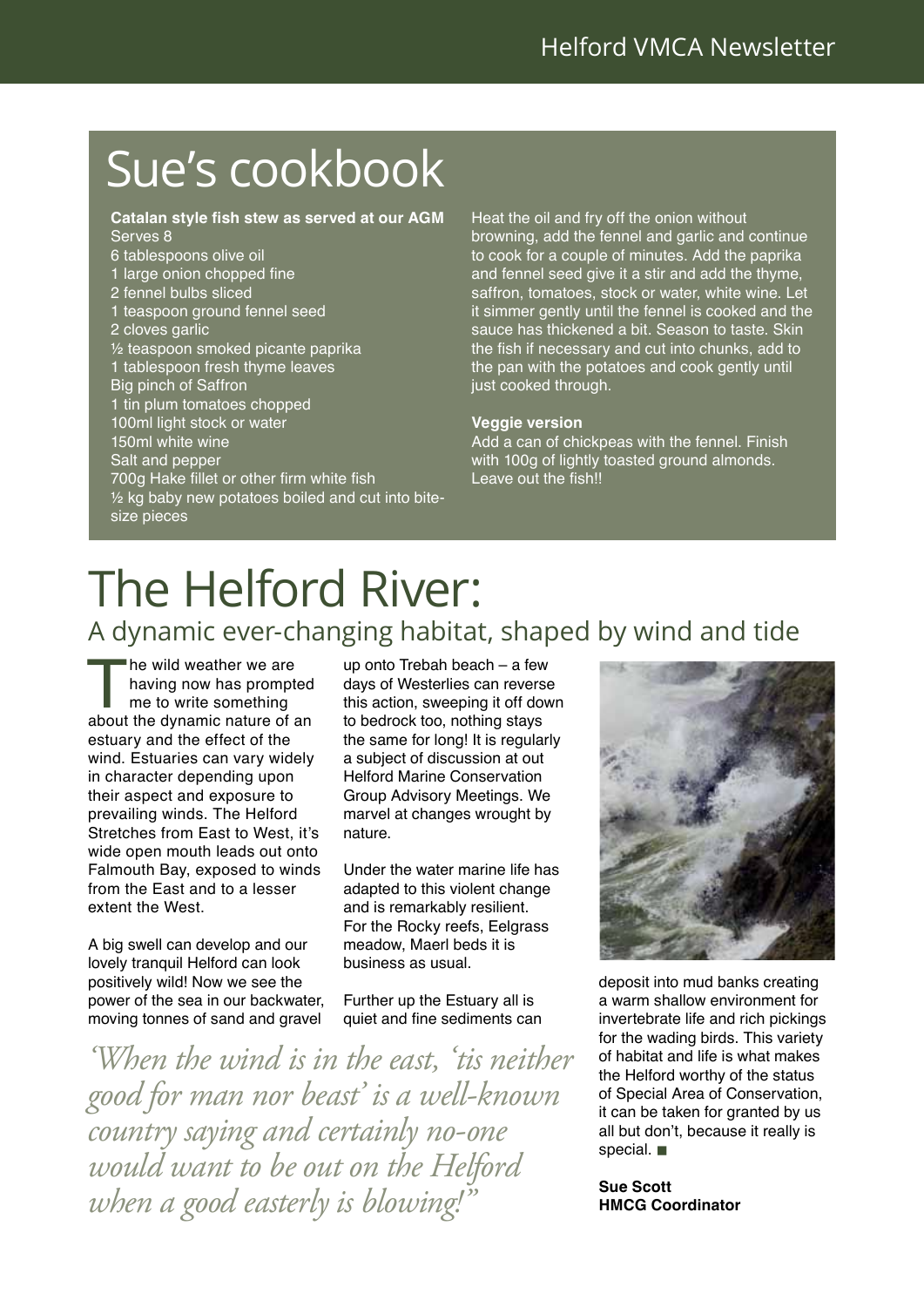# Sue's cookbook

**Catalan style fish stew as served at our AGM**

Serves 8

- 6 tablespoons olive oil
- 1 large onion chopped fine
- 2 fennel bulbs sliced
- 1 teaspoon ground fennel seed
- 2 cloves garlic
- ½ teaspoon smoked picante paprika
- 1 tablespoon fresh thyme leaves
- Big pinch of Saffron
- 1 tin plum tomatoes chopped
- 100ml light stock or water
- 150ml white wine
- Salt and pepper
- 700g Hake fillet or other firm white fish
- ½ kg baby new potatoes boiled and cut into bite-size pieces

Heat the oil and fry off the onion without browning, add the fennel and garlic and continue to cook for a couple of minutes. Add the paprika and fennel seed give it a stir and add the thyme, saffron, tomatoes, stock or water, white wine. Let it simmer gently until the fennel is cooked and the sauce has thickened a bit. Season to taste. Skin the fish if necessary and cut into chunks, add to the pan with the potatoes and cook gently until just cooked through.

**Veggie version**

Add a can of chickpeas with the fennel. Finish with 100g of lightly toasted ground almonds. Leave out the fish!!

# The Helford River:

## A dynamic ever-changing habitat, shaped by wind and tide

The wild weather we are having now has prompted me to write something about the dynamic nature of an estuary and the effect of the wind. Estuaries can vary widely in character depending upon their aspect and exposure to prevailing winds. The Helford Stretches from East to West, it's wide open mouth leads out onto Falmouth Bay, exposed to winds from the East and to a lesser extent the West.

A big swell can develop and our lovely tranquil Helford can look positively wild! Now we see the power of the sea in our backwater, moving tonnes of sand and gravel up onto Trebah beach – a few days of Westerlies can reverse this action, sweeping it off down to bedrock too, nothing stays the same for long! It is regularly a subject of discussion at out Helford Marine Conservation Group Advisory Meetings. We marvel at changes wrought by nature.

Under the water marine life has adapted to this violent change and is remarkably resilient. For the Rocky reefs, Eelgrass meadow, Maerl beds it is business as usual.

Further up the Estuary all is quiet and fine sediments can deposit into mud banks creating a warm shallow environment for invertebrate life and rich pickings for the wading birds. This variety of habitat and life is what makes the Helford worthy of the status of Special Area of Conservation, it can be taken for granted by us all but don't, because it really is special. ■

*'When the wind is in the east, 'tis neither good for man nor beast' is a well-known country saying and certainly no-one would want to be out on the Helford when a good easterly is blowing!"*

**Sue Scott**
**HMCG Coordinator**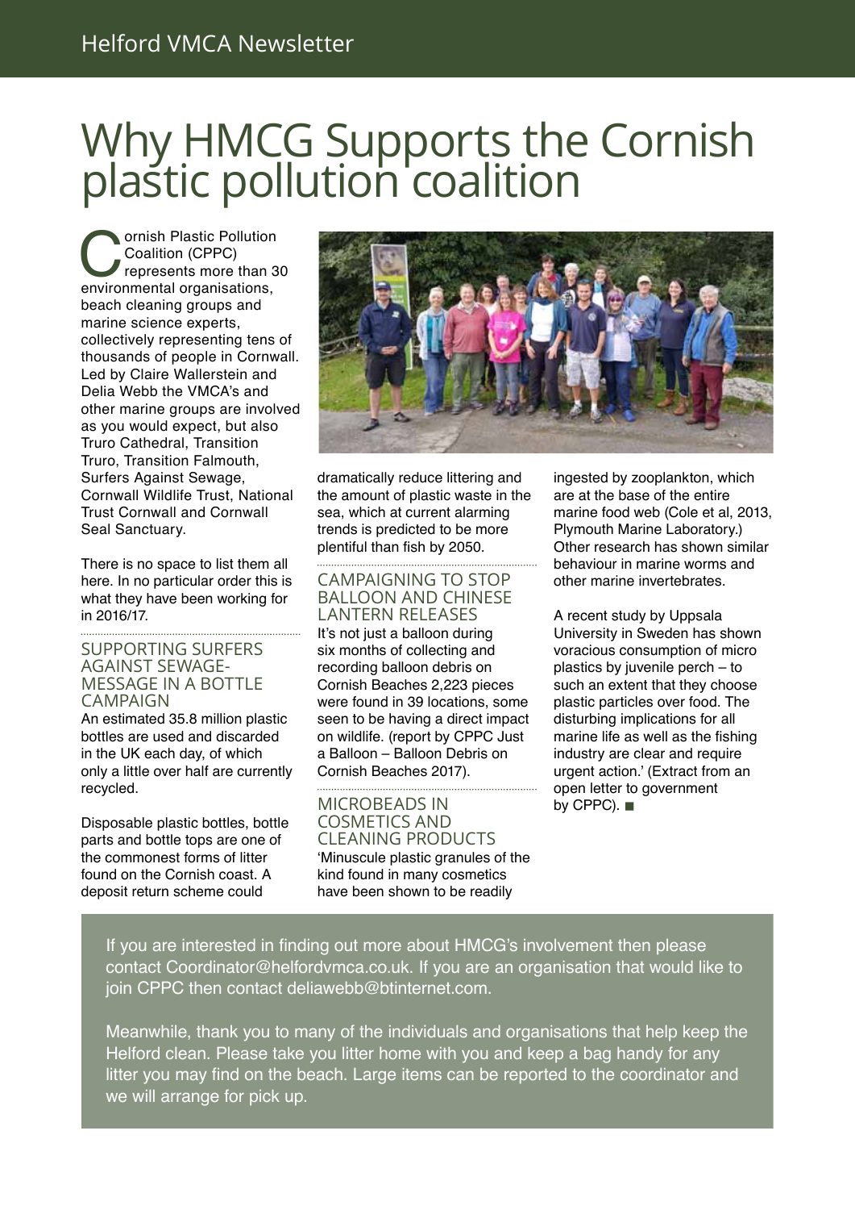# Why HMCG Supports the Cornish plastic pollution coalition

Cornish Plastic Pollution Coalition (CPPC) represents more than 30 environmental organisations, beach cleaning groups and marine science experts, collectively representing tens of thousands of people in Cornwall. Led by Claire Wallerstein and Delia Webb the VMCA's and other marine groups are involved as you would expect, but also Truro Cathedral, Transition Truro, Transition Falmouth, Surfers Against Sewage, Cornwall Wildlife Trust, National Trust Cornwall and Cornwall Seal Sanctuary.

There is no space to list them all here. In no particular order this is what they have been working for in 2016/17.

## SUPPORTING SURFERS AGAINST SEWAGE-MESSAGE IN A BOTTLE CAMPAIGN

An estimated 35.8 million plastic bottles are used and discarded in the UK each day, of which only a little over half are currently recycled.

Disposable plastic bottles, bottle parts and bottle tops are one of the commonest forms of litter found on the Cornish coast. A deposit return scheme could dramatically reduce littering and the amount of plastic waste in the sea, which at current alarming trends is predicted to be more plentiful than fish by 2050.

## CAMPAIGNING TO STOP BALLOON AND CHINESE LANTERN RELEASES

It's not just a balloon during six months of collecting and recording balloon debris on Cornish Beaches 2,223 pieces were found in 39 locations, some seen to be having a direct impact on wildlife. (report by CPPC Just a Balloon – Balloon Debris on Cornish Beaches 2017).

## MICROBEADS IN COSMETICS AND CLEANING PRODUCTS

'Minuscule plastic granules of the kind found in many cosmetics have been shown to be readily ingested by zooplankton, which are at the base of the entire marine food web (Cole et al, 2013, Plymouth Marine Laboratory.) Other research has shown similar behaviour in marine worms and other marine invertebrates.

A recent study by Uppsala University in Sweden has shown voracious consumption of micro plastics by juvenile perch – to such an extent that they choose plastic particles over food. The disturbing implications for all marine life as well as the fishing industry are clear and require urgent action.' (Extract from an open letter to government by CPPC). ■

If you are interested in finding out more about HMCG's involvement then please contact Coordinator@helfordvmca.co.uk. If you are an organisation that would like to join CPPC then contact deliawebb@btinternet.com.

Meanwhile, thank you to many of the individuals and organisations that help keep the Helford clean. Please take you litter home with you and keep a bag handy for any litter you may find on the beach. Large items can be reported to the coordinator and we will arrange for pick up.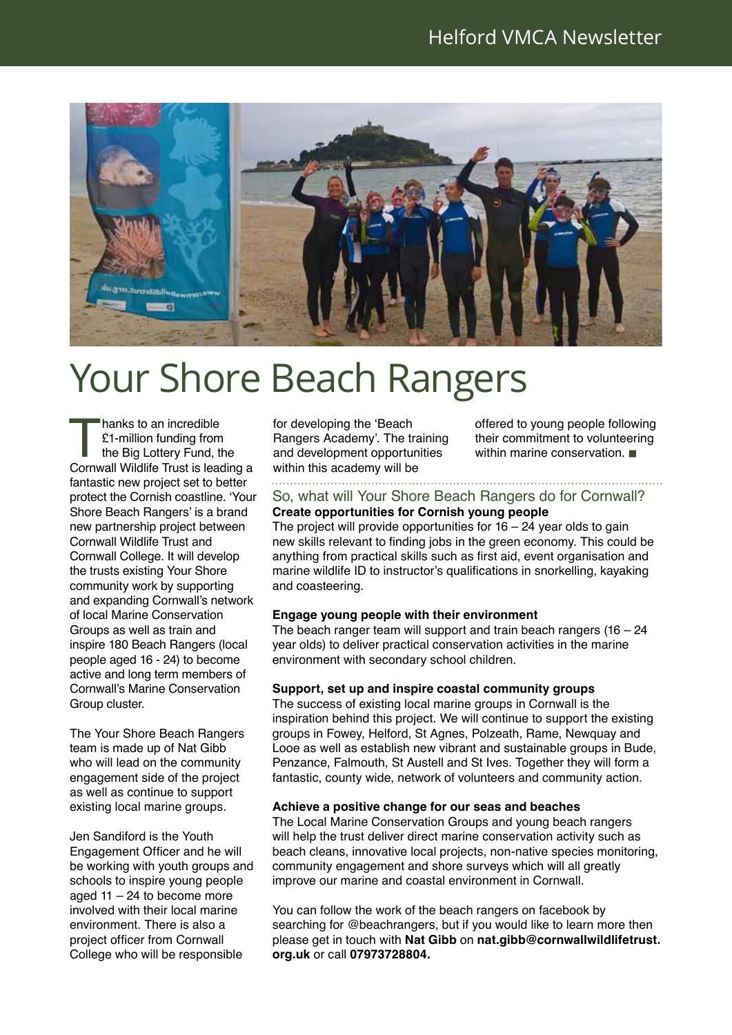# Your Shore Beach Rangers

Thanks to an incredible £1-million funding from the Big Lottery Fund, the Cornwall Wildlife Trust is leading a fantastic new project set to better protect the Cornish coastline. 'Your Shore Beach Rangers' is a brand new partnership project between Cornwall Wildlife Trust and Cornwall College. It will develop the trusts existing Your Shore community work by supporting and expanding Cornwall's network of local Marine Conservation Groups as well as train and inspire 180 Beach Rangers (local people aged 16 - 24) to become active and long term members of Cornwall's Marine Conservation Group cluster.

The Your Shore Beach Rangers team is made up of Nat Gibb who will lead on the community engagement side of the project as well as continue to support existing local marine groups.

Jen Sandiford is the Youth Engagement Officer and he will be working with youth groups and schools to inspire young people aged 11 – 24 to become more involved with their local marine environment. There is also a project officer from Cornwall College who will be responsible for developing the 'Beach Rangers Academy'. The training and development opportunities within this academy will be offered to young people following their commitment to volunteering within marine conservation. ■

## So, what will Your Shore Beach Rangers do for Cornwall?

**Create opportunities for Cornish young people**

The project will provide opportunities for 16 – 24 year olds to gain new skills relevant to finding jobs in the green economy. This could be anything from practical skills such as first aid, event organisation and marine wildlife ID to instructor's qualifications in snorkelling, kayaking and coasteering.

**Engage young people with their environment**

The beach ranger team will support and train beach rangers (16 – 24 year olds) to deliver practical conservation activities in the marine environment with secondary school children.

**Support, set up and inspire coastal community groups**

The success of existing local marine groups in Cornwall is the inspiration behind this project. We will continue to support the existing groups in Fowey, Helford, St Agnes, Polzeath, Rame, Newquay and Looe as well as establish new vibrant and sustainable groups in Bude, Penzance, Falmouth, St Austell and St Ives. Together they will form a fantastic, county wide, network of volunteers and community action.

**Achieve a positive change for our seas and beaches**

The Local Marine Conservation Groups and young beach rangers will help the trust deliver direct marine conservation activity such as beach cleans, innovative local projects, non-native species monitoring, community engagement and shore surveys which will all greatly improve our marine and coastal environment in Cornwall.

You can follow the work of the beach rangers on facebook by searching for @beachrangers, but if you would like to learn more then please get in touch with **Nat Gibb** on **nat.gibb@cornwallwildlifetrust.org.uk** or call **07973728804.**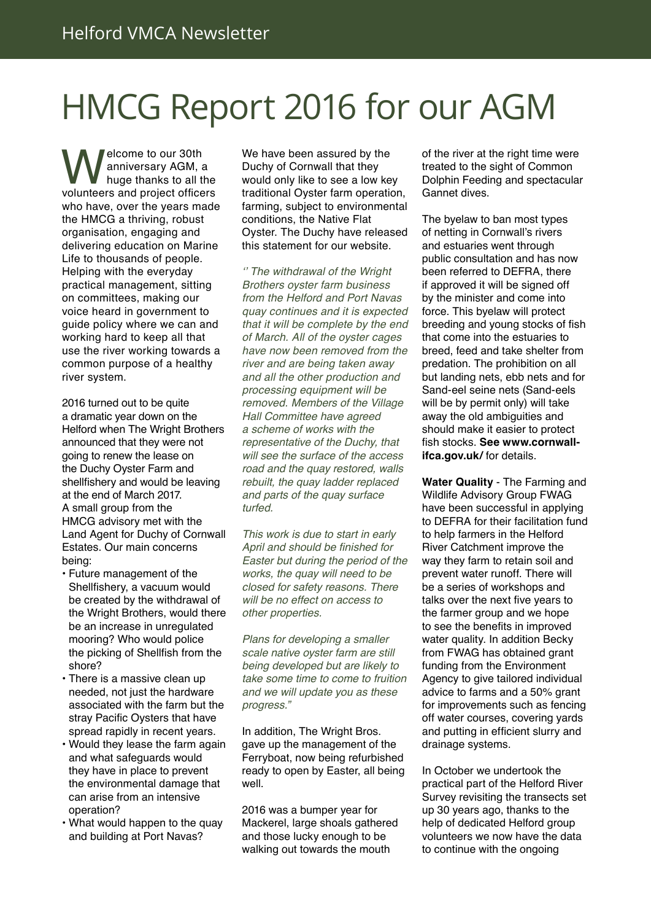# HMCG Report 2016 for our AGM

Welcome to our 30th anniversary AGM, a huge thanks to all the volunteers and project officers who have, over the years made the HMCG a thriving, robust organisation, engaging and delivering education on Marine Life to thousands of people. Helping with the everyday practical management, sitting on committees, making our voice heard in government to guide policy where we can and working hard to keep all that use the river working towards a common purpose of a healthy river system.

2016 turned out to be quite a dramatic year down on the Helford when The Wright Brothers announced that they were not going to renew the lease on the Duchy Oyster Farm and shellfishery and would be leaving at the end of March 2017. A small group from the HMCG advisory met with the Land Agent for Duchy of Cornwall Estates. Our main concerns being:

- Future management of the Shellfishery, a vacuum would be created by the withdrawal of the Wright Brothers, would there be an increase in unregulated mooring? Who would police the picking of Shellfish from the shore?
- There is a massive clean up needed, not just the hardware associated with the farm but the stray Pacific Oysters that have spread rapidly in recent years.
- Would they lease the farm again and what safeguards would they have in place to prevent the environmental damage that can arise from an intensive operation?
- What would happen to the quay and building at Port Navas?

We have been assured by the Duchy of Cornwall that they would only like to see a low key traditional Oyster farm operation, farming, subject to environmental conditions, the Native Flat Oyster. The Duchy have released this statement for our website.

*'' The withdrawal of the Wright Brothers oyster farm business from the Helford and Port Navas quay continues and it is expected that it will be complete by the end of March. All of the oyster cages have now been removed from the river and are being taken away and all the other production and processing equipment will be removed. Members of the Village Hall Committee have agreed a scheme of works with the representative of the Duchy, that will see the surface of the access road and the quay restored, walls rebuilt, the quay ladder replaced and parts of the quay surface turfed.*

*This work is due to start in early April and should be finished for Easter but during the period of the works, the quay will need to be closed for safety reasons. There will be no effect on access to other properties.*

*Plans for developing a smaller scale native oyster farm are still being developed but are likely to take some time to come to fruition and we will update you as these progress."*

In addition, The Wright Bros. gave up the management of the Ferryboat, now being refurbished ready to open by Easter, all being well.

2016 was a bumper year for Mackerel, large shoals gathered and those lucky enough to be walking out towards the mouth of the river at the right time were treated to the sight of Common Dolphin Feeding and spectacular Gannet dives.

The byelaw to ban most types of netting in Cornwall's rivers and estuaries went through public consultation and has now been referred to DEFRA, there if approved it will be signed off by the minister and come into force. This byelaw will protect breeding and young stocks of fish that come into the estuaries to breed, feed and take shelter from predation. The prohibition on all but landing nets, ebb nets and for Sand-eel seine nets (Sand-eels will be by permit only) will take away the old ambiguities and should make it easier to protect fish stocks. **See www.cornwall-ifca.gov.uk/** for details.

**Water Quality** - The Farming and Wildlife Advisory Group FWAG have been successful in applying to DEFRA for their facilitation fund to help farmers in the Helford River Catchment improve the way they farm to retain soil and prevent water runoff. There will be a series of workshops and talks over the next five years to the farmer group and we hope to see the benefits in improved water quality. In addition Becky from FWAG has obtained grant funding from the Environment Agency to give tailored individual advice to farms and a 50% grant for improvements such as fencing off water courses, covering yards and putting in efficient slurry and drainage systems.

In October we undertook the practical part of the Helford River Survey revisiting the transects set up 30 years ago, thanks to the help of dedicated Helford group volunteers we now have the data to continue with the ongoing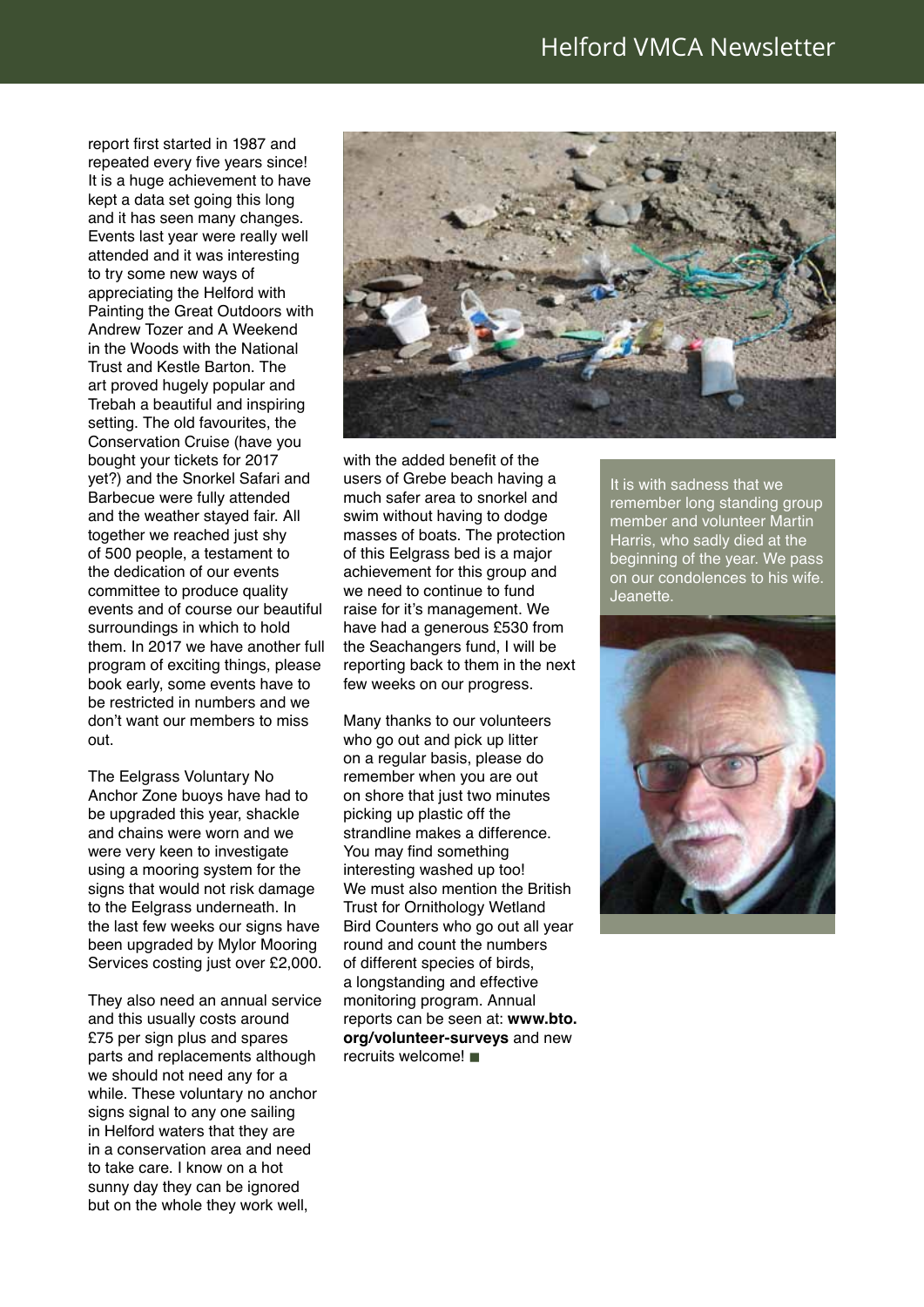report first started in 1987 and repeated every five years since! It is a huge achievement to have kept a data set going this long and it has seen many changes. Events last year were really well attended and it was interesting to try some new ways of appreciating the Helford with Painting the Great Outdoors with Andrew Tozer and A Weekend in the Woods with the National Trust and Kestle Barton. The art proved hugely popular and Trebah a beautiful and inspiring setting. The old favourites, the Conservation Cruise (have you bought your tickets for 2017 yet?) and the Snorkel Safari and Barbecue were fully attended and the weather stayed fair. All together we reached just shy of 500 people, a testament to the dedication of our events committee to produce quality events and of course our beautiful surroundings in which to hold them. In 2017 we have another full program of exciting things, please book early, some events have to be restricted in numbers and we don't want our members to miss out.

The Eelgrass Voluntary No Anchor Zone buoys have had to be upgraded this year, shackle and chains were worn and we were very keen to investigate using a mooring system for the signs that would not risk damage to the Eelgrass underneath. In the last few weeks our signs have been upgraded by Mylor Mooring Services costing just over £2,000.

They also need an annual service and this usually costs around £75 per sign plus and spares parts and replacements although we should not need any for a while. These voluntary no anchor signs signal to any one sailing in Helford waters that they are in a conservation area and need to take care. I know on a hot sunny day they can be ignored but on the whole they work well, with the added benefit of the users of Grebe beach having a much safer area to snorkel and swim without having to dodge masses of boats. The protection of this Eelgrass bed is a major achievement for this group and we need to continue to fund raise for it's management. We have had a generous £530 from the Seachangers fund, I will be reporting back to them in the next few weeks on our progress.

Many thanks to our volunteers who go out and pick up litter on a regular basis, please do remember when you are out on shore that just two minutes picking up plastic off the strandline makes a difference. You may find something interesting washed up too! We must also mention the British Trust for Ornithology Wetland Bird Counters who go out all year round and count the numbers of different species of birds, a longstanding and effective monitoring program. Annual reports can be seen at: **www.bto.org/volunteer-surveys** and new recruits welcome! ■

It is with sadness that we remember long standing group member and volunteer Martin Harris, who sadly died at the beginning of the year. We pass on our condolences to his wife. Jeanette.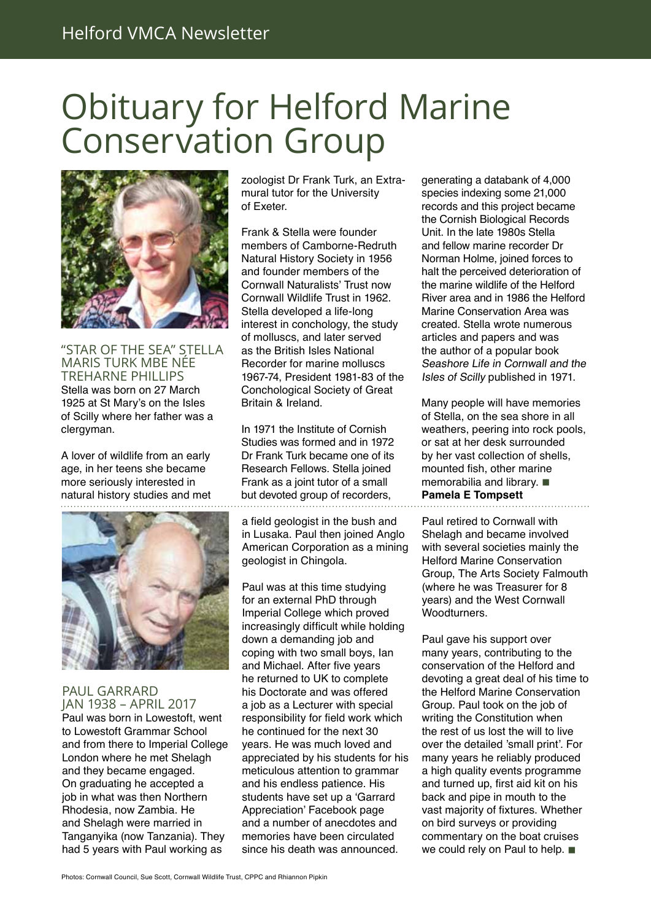# Obituary for Helford Marine Conservation Group

## "STAR OF THE SEA" STELLA MARIS TURK MBE NÉE TREHARNE PHILLIPS

Stella was born on 27 March 1925 at St Mary's on the Isles of Scilly where her father was a clergyman.

A lover of wildlife from an early age, in her teens she became more seriously interested in natural history studies and met zoologist Dr Frank Turk, an Extra-mural tutor for the University of Exeter.

Frank & Stella were founder members of Camborne-Redruth Natural History Society in 1956 and founder members of the Cornwall Naturalists' Trust now Cornwall Wildlife Trust in 1962. Stella developed a life-long interest in conchology, the study of molluscs, and later served as the British Isles National Recorder for marine molluscs 1967-74, President 1981-83 of the Conchological Society of Great Britain & Ireland.

In 1971 the Institute of Cornish Studies was formed and in 1972 Dr Frank Turk became one of its Research Fellows. Stella joined Frank as a joint tutor of a small but devoted group of recorders, generating a databank of 4,000 species indexing some 21,000 records and this project became the Cornish Biological Records Unit. In the late 1980s Stella and fellow marine recorder Dr Norman Holme, joined forces to halt the perceived deterioration of the marine wildlife of the Helford River area and in 1986 the Helford Marine Conservation Area was created. Stella wrote numerous articles and papers and was the author of a popular book *Seashore Life in Cornwall and the Isles of Scilly* published in 1971.

Many people will have memories of Stella, on the sea shore in all weathers, peering into rock pools, or sat at her desk surrounded by her vast collection of shells, mounted fish, other marine memorabilia and library. ■

**Pamela E Tompsett**

## PAUL GARRARD JAN 1938 – APRIL 2017

Paul was born in Lowestoft, went to Lowestoft Grammar School and from there to Imperial College London where he met Shelagh and they became engaged. On graduating he accepted a job in what was then Northern Rhodesia, now Zambia. He and Shelagh were married in Tanganyika (now Tanzania). They had 5 years with Paul working as a field geologist in the bush and in Lusaka. Paul then joined Anglo American Corporation as a mining geologist in Chingola.

Paul was at this time studying for an external PhD through Imperial College which proved increasingly difficult while holding down a demanding job and coping with two small boys, Ian and Michael. After five years he returned to UK to complete his Doctorate and was offered a job as a Lecturer with special responsibility for field work which he continued for the next 30 years. He was much loved and appreciated by his students for his meticulous attention to grammar and his endless patience. His students have set up a 'Garrard Appreciation' Facebook page and a number of anecdotes and memories have been circulated since his death was announced.

Paul retired to Cornwall with Shelagh and became involved with several societies mainly the Helford Marine Conservation Group, The Arts Society Falmouth (where he was Treasurer for 8 years) and the West Cornwall Woodturners.

Paul gave his support over many years, contributing to the conservation of the Helford and devoting a great deal of his time to the Helford Marine Conservation Group. Paul took on the job of writing the Constitution when the rest of us lost the will to live over the detailed 'small print'. For many years he reliably produced a high quality events programme and turned up, first aid kit on his back and pipe in mouth to the vast majority of fixtures. Whether on bird surveys or providing commentary on the boat cruises we could rely on Paul to help. ■

Photos: Cornwall Council, Sue Scott, Cornwall Wildlife Trust, CPPC and Rhiannon Pipkin